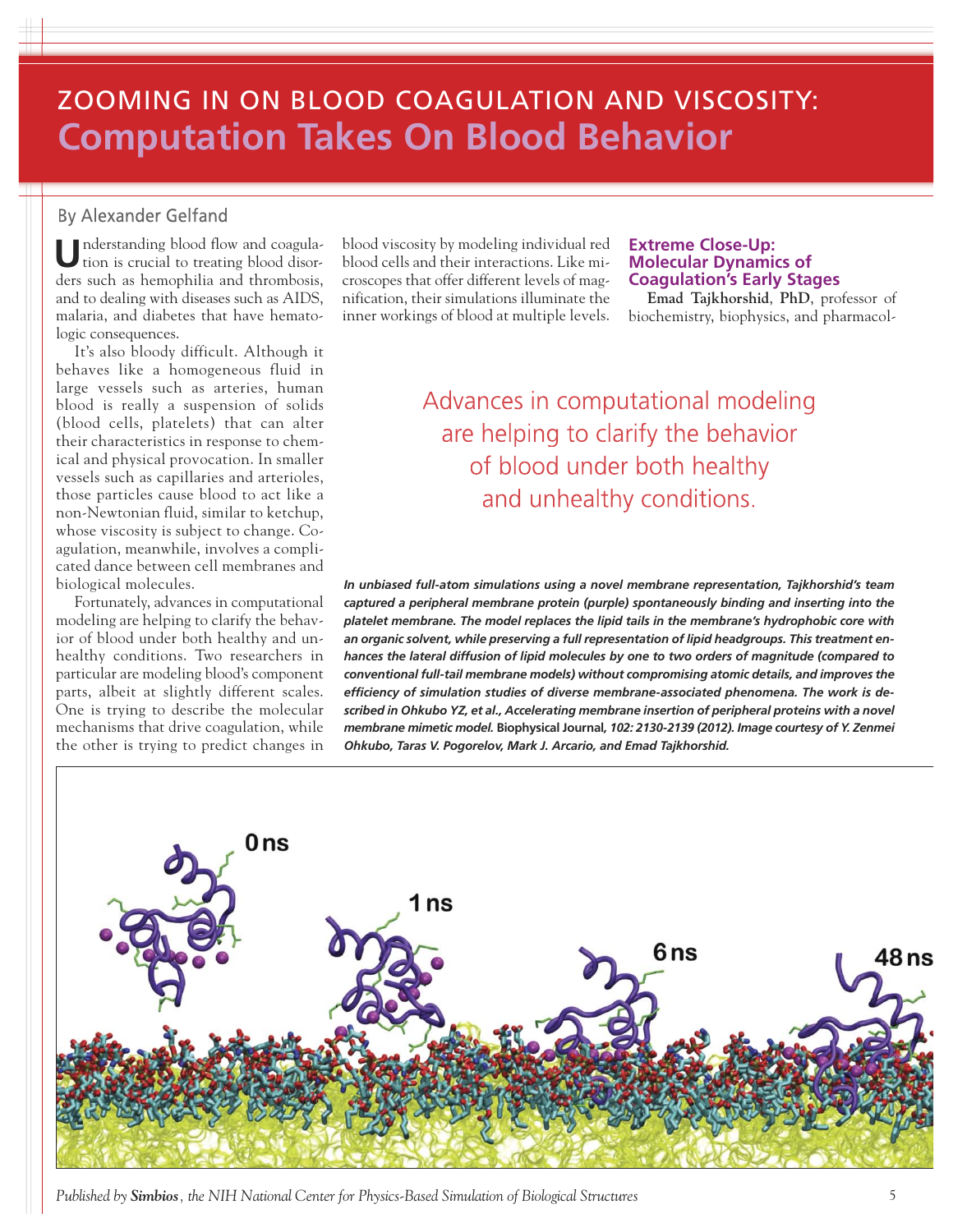# ZOOMING IN ON BLOOD COAGULATION AND VISCOSITY:
# Computation Takes On Blood Behavior

By Alexander Gelfand

Understanding blood flow and coagulation is crucial to treating blood disorders such as hemophilia and thrombosis, and to dealing with diseases such as AIDS, malaria, and diabetes that have hematologic consequences.

It's also bloody difficult. Although it behaves like a homogeneous fluid in large vessels such as arteries, human blood is really a suspension of solids (blood cells, platelets) that can alter their characteristics in response to chemical and physical provocation. In smaller vessels such as capillaries and arterioles, those particles cause blood to act like a non-Newtonian fluid, similar to ketchup, whose viscosity is subject to change. Coagulation, meanwhile, involves a complicated dance between cell membranes and biological molecules.

Fortunately, advances in computational modeling are helping to clarify the behavior of blood under both healthy and unhealthy conditions. Two researchers in particular are modeling blood's component parts, albeit at slightly different scales. One is trying to describe the molecular mechanisms that drive coagulation, while the other is trying to predict changes in blood viscosity by modeling individual red blood cells and their interactions. Like microscopes that offer different levels of magnification, their simulations illuminate the inner workings of blood at multiple levels.

> Advances in computational modeling are helping to clarify the behavior of blood under both healthy and unhealthy conditions.

### Extreme Close-Up: Molecular Dynamics of Coagulation's Early Stages

**Emad Tajkhorshid**, **PhD**, professor of biochemistry, biophysics, and pharmacol-

***In unbiased full-atom simulations using a novel membrane representation, Tajkhorshid's team captured a peripheral membrane protein (purple) spontaneously binding and inserting into the platelet membrane. The model replaces the lipid tails in the membrane's hydrophobic core with an organic solvent, while preserving a full representation of lipid headgroups. This treatment enhances the lateral diffusion of lipid molecules by one to two orders of magnitude (compared to conventional full-tail membrane models) without compromising atomic details, and improves the efficiency of simulation studies of diverse membrane-associated phenomena. The work is described in Ohkubo YZ, et al., Accelerating membrane insertion of peripheral proteins with a novel membrane mimetic model.*** **Biophysical Journal,** ***102: 2130-2139 (2012). Image courtesy of Y. Zenmei Ohkubo, Taras V. Pogorelov, Mark J. Arcario, and Emad Tajkhorshid.***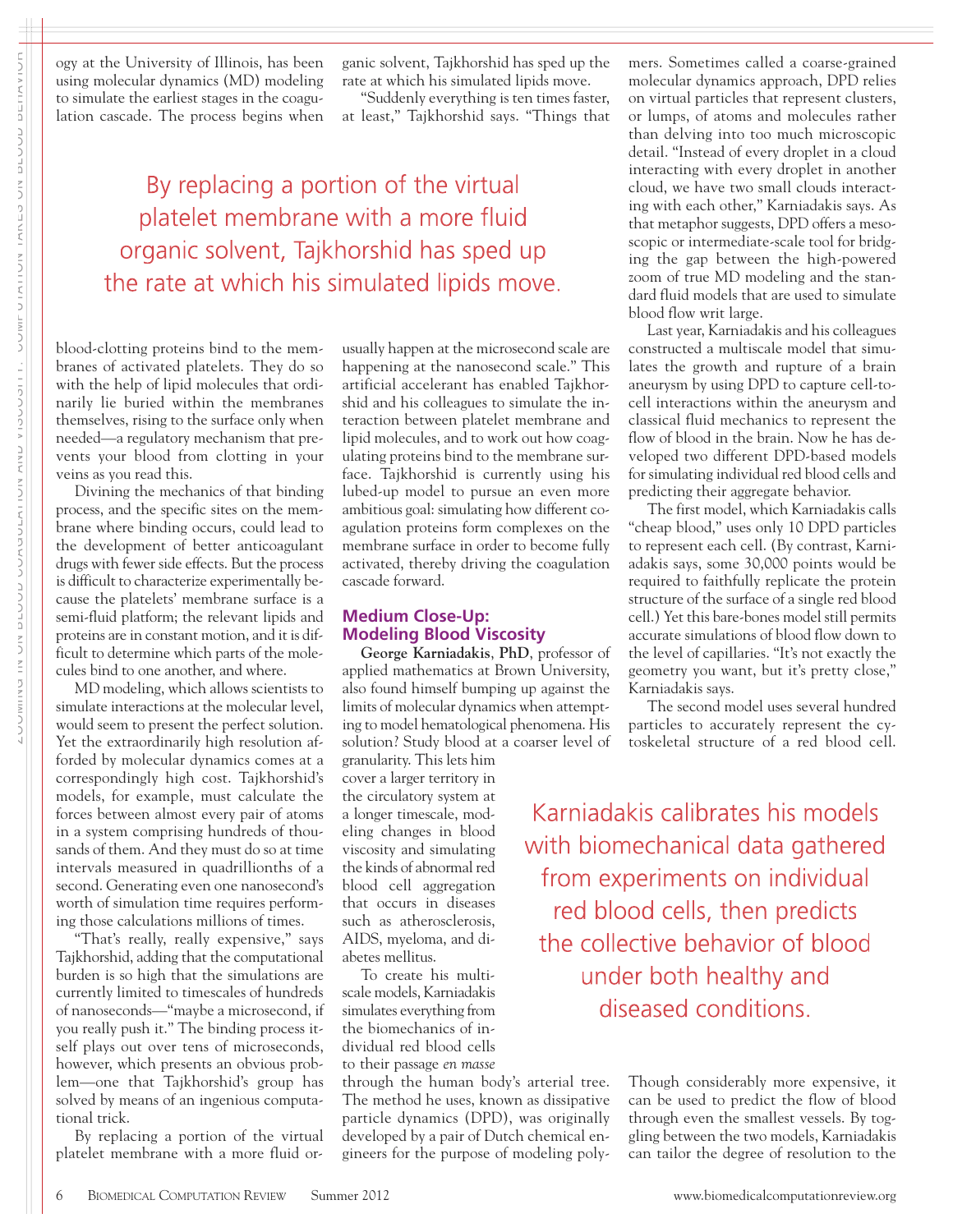ogy at the University of Illinois, has been using molecular dynamics (MD) modeling to simulate the earliest stages in the coagulation cascade. The process begins when blood-clotting proteins bind to the membranes of activated platelets. They do so with the help of lipid molecules that ordinarily lie buried within the membranes themselves, rising to the surface only when needed—a regulatory mechanism that prevents your blood from clotting in your veins as you read this.

Divining the mechanics of that binding process, and the specific sites on the membrane where binding occurs, could lead to the development of better anticoagulant drugs with fewer side effects. But the process is difficult to characterize experimentally because the platelets' membrane surface is a semi-fluid platform; the relevant lipids and proteins are in constant motion, and it is difficult to determine which parts of the molecules bind to one another, and where.

MD modeling, which allows scientists to simulate interactions at the molecular level, would seem to present the perfect solution. Yet the extraordinarily high resolution afforded by molecular dynamics comes at a correspondingly high cost. Tajkhorshid's models, for example, must calculate the forces between almost every pair of atoms in a system comprising hundreds of thousands of them. And they must do so at time intervals measured in quadrillionths of a second. Generating even one nanosecond's worth of simulation time requires performing those calculations millions of times.

"That's really, really expensive," says Tajkhorshid, adding that the computational burden is so high that the simulations are currently limited to timescales of hundreds of nanoseconds—"maybe a microsecond, if you really push it." The binding process itself plays out over tens of microseconds, however, which presents an obvious problem—one that Tajkhorshid's group has solved by means of an ingenious computational trick.

By replacing a portion of the virtual platelet membrane with a more fluid organic solvent, Tajkhorshid has sped up the rate at which his simulated lipids move.

"Suddenly everything is ten times faster, at least," Tajkhorshid says. "Things that usually happen at the microsecond scale are happening at the nanosecond scale." This artificial accelerant has enabled Tajkhorshid and his colleagues to simulate the interaction between platelet membrane and lipid molecules, and to work out how coagulating proteins bind to the membrane surface. Tajkhorshid is currently using his lubed-up model to pursue an even more ambitious goal: simulating how different coagulation proteins form complexes on the membrane surface in order to become fully activated, thereby driving the coagulation cascade forward.

> By replacing a portion of the virtual platelet membrane with a more fluid organic solvent, Tajkhorshid has sped up the rate at which his simulated lipids move.

## Medium Close-Up: Modeling Blood Viscosity

**George Karniadakis**, **PhD**, professor of applied mathematics at Brown University, also found himself bumping up against the limits of molecular dynamics when attempting to model hematological phenomena. His solution? Study blood at a coarser level of granularity. This lets him cover a larger territory in the circulatory system at a longer timescale, modeling changes in blood viscosity and simulating the kinds of abnormal red blood cell aggregation that occurs in diseases such as atherosclerosis, AIDS, myeloma, and diabetes mellitus.

To create his multiscale models, Karniadakis simulates everything from the biomechanics of individual red blood cells to their passage *en masse* through the human body's arterial tree. The method he uses, known as dissipative particle dynamics (DPD), was originally developed by a pair of Dutch chemical engineers for the purpose of modeling polymers. Sometimes called a coarse-grained molecular dynamics approach, DPD relies on virtual particles that represent clusters, or lumps, of atoms and molecules rather than delving into too much microscopic detail. "Instead of every droplet in a cloud interacting with every droplet in another cloud, we have two small clouds interacting with each other," Karniadakis says. As that metaphor suggests, DPD offers a mesoscopic or intermediate-scale tool for bridging the gap between the high-powered zoom of true MD modeling and the standard fluid models that are used to simulate blood flow writ large.

Last year, Karniadakis and his colleagues constructed a multiscale model that simulates the growth and rupture of a brain aneurysm by using DPD to capture cell-to-cell interactions within the aneurysm and classical fluid mechanics to represent the flow of blood in the brain. Now he has developed two different DPD-based models for simulating individual red blood cells and predicting their aggregate behavior.

The first model, which Karniadakis calls "cheap blood," uses only 10 DPD particles to represent each cell. (By contrast, Karniadakis says, some 30,000 points would be required to faithfully replicate the protein structure of the surface of a single red blood cell.) Yet this bare-bones model still permits accurate simulations of blood flow down to the level of capillaries. "It's not exactly the geometry you want, but it's pretty close," Karniadakis says.

The second model uses several hundred particles to accurately represent the cytoskeletal structure of a red blood cell. Though considerably more expensive, it can be used to predict the flow of blood through even the smallest vessels. By toggling between the two models, Karniadakis can tailor the degree of resolution to the

> Karniadakis calibrates his models with biomechanical data gathered from experiments on individual red blood cells, then predicts the collective behavior of blood under both healthy and diseased conditions.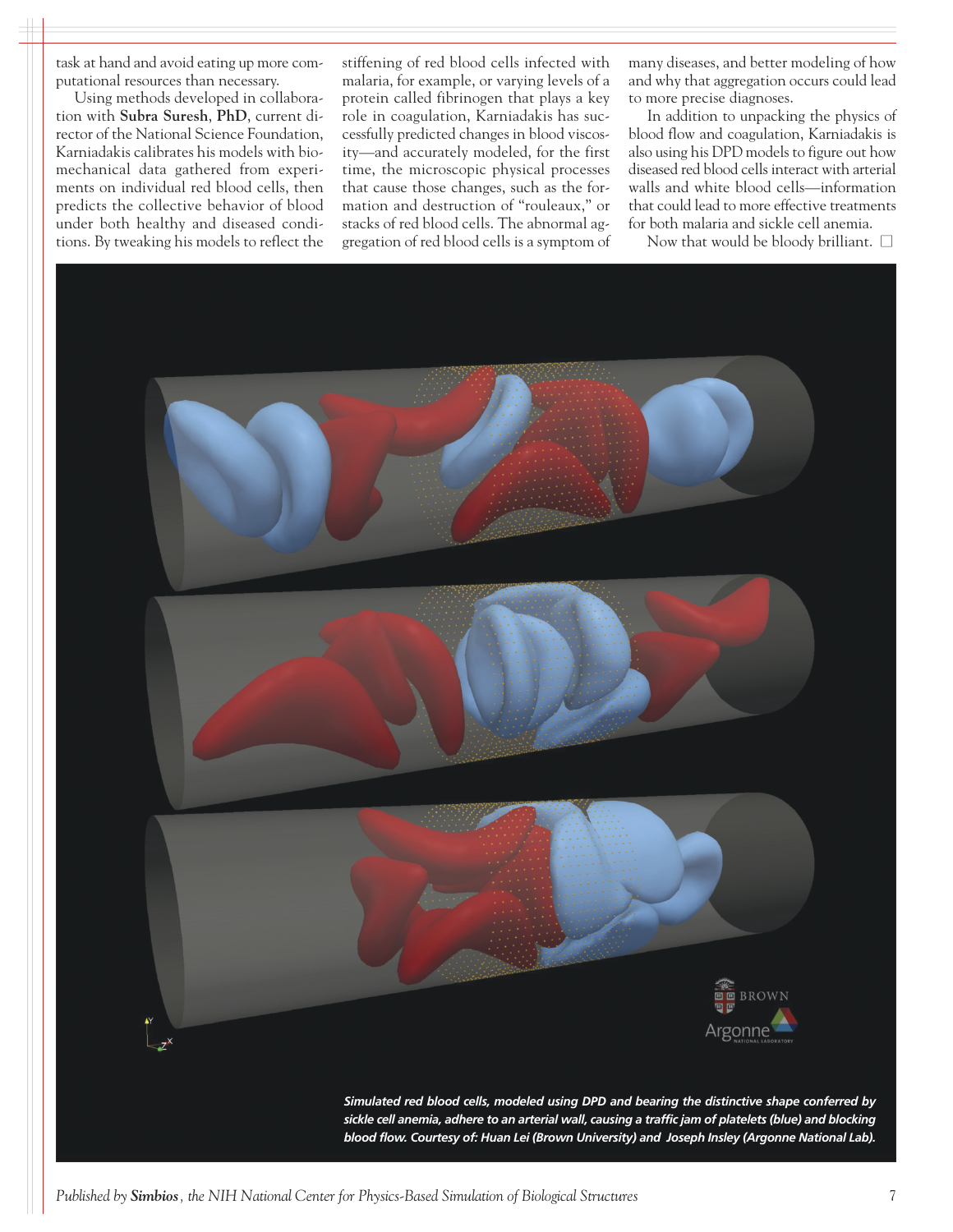task at hand and avoid eating up more computational resources than necessary.

Using methods developed in collaboration with **Subra Suresh**, **PhD**, current director of the National Science Foundation, Karniadakis calibrates his models with biomechanical data gathered from experiments on individual red blood cells, then predicts the collective behavior of blood under both healthy and diseased conditions. By tweaking his models to reflect the stiffening of red blood cells infected with malaria, for example, or varying levels of a protein called fibrinogen that plays a key role in coagulation, Karniadakis has successfully predicted changes in blood viscosity—and accurately modeled, for the first time, the microscopic physical processes that cause those changes, such as the formation and destruction of "rouleaux," or stacks of red blood cells. The abnormal aggregation of red blood cells is a symptom of many diseases, and better modeling of how and why that aggregation occurs could lead to more precise diagnoses.

In addition to unpacking the physics of blood flow and coagulation, Karniadakis is also using his DPD models to figure out how diseased red blood cells interact with arterial walls and white blood cells—information that could lead to more effective treatments for both malaria and sickle cell anemia.

Now that would be bloody brilliant. □

*Simulated red blood cells, modeled using DPD and bearing the distinctive shape conferred by sickle cell anemia, adhere to an arterial wall, causing a traffic jam of platelets (blue) and blocking blood flow. Courtesy of: Huan Lei (Brown University) and Joseph Insley (Argonne National Lab).*